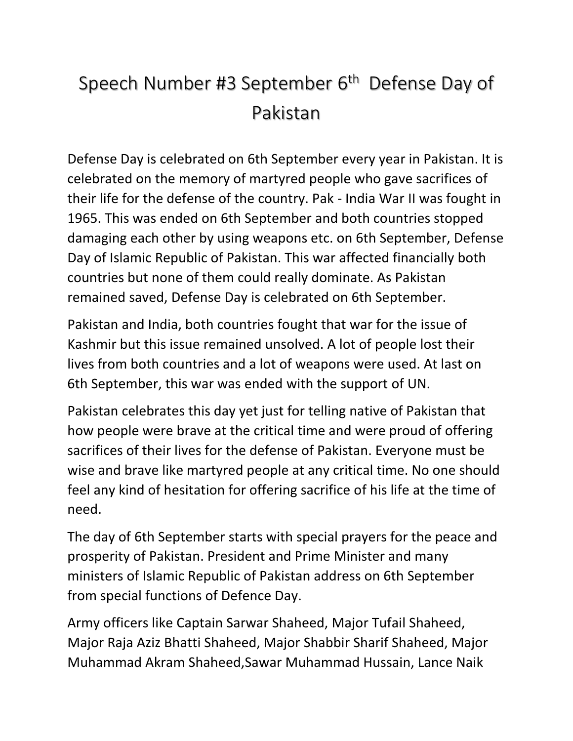# Speech Number #3 September 6th Defense Day of Pakistan

Defense Day is celebrated on 6th September every year in Pakistan. It is celebrated on the memory of martyred people who gave sacrifices of their life for the defense of the country. Pak - India War II was fought in 1965. This was ended on 6th September and both countries stopped damaging each other by using weapons etc. on 6th September, Defense Day of Islamic Republic of Pakistan. This war affected financially both countries but none of them could really dominate. As Pakistan remained saved, Defense Day is celebrated on 6th September.

Pakistan and India, both countries fought that war for the issue of Kashmir but this issue remained unsolved. A lot of people lost their lives from both countries and a lot of weapons were used. At last on 6th September, this war was ended with the support of UN.

Pakistan celebrates this day yet just for telling native of Pakistan that how people were brave at the critical time and were proud of offering sacrifices of their lives for the defense of Pakistan. Everyone must be wise and brave like martyred people at any critical time. No one should feel any kind of hesitation for offering sacrifice of his life at the time of need.

The day of 6th September starts with special prayers for the peace and prosperity of Pakistan. President and Prime Minister and many ministers of Islamic Republic of Pakistan address on 6th September from special functions of Defence Day.

Army officers like Captain Sarwar Shaheed, Major Tufail Shaheed, Major Raja Aziz Bhatti Shaheed, Major Shabbir Sharif Shaheed, Major Muhammad Akram Shaheed,Sawar Muhammad Hussain, Lance Naik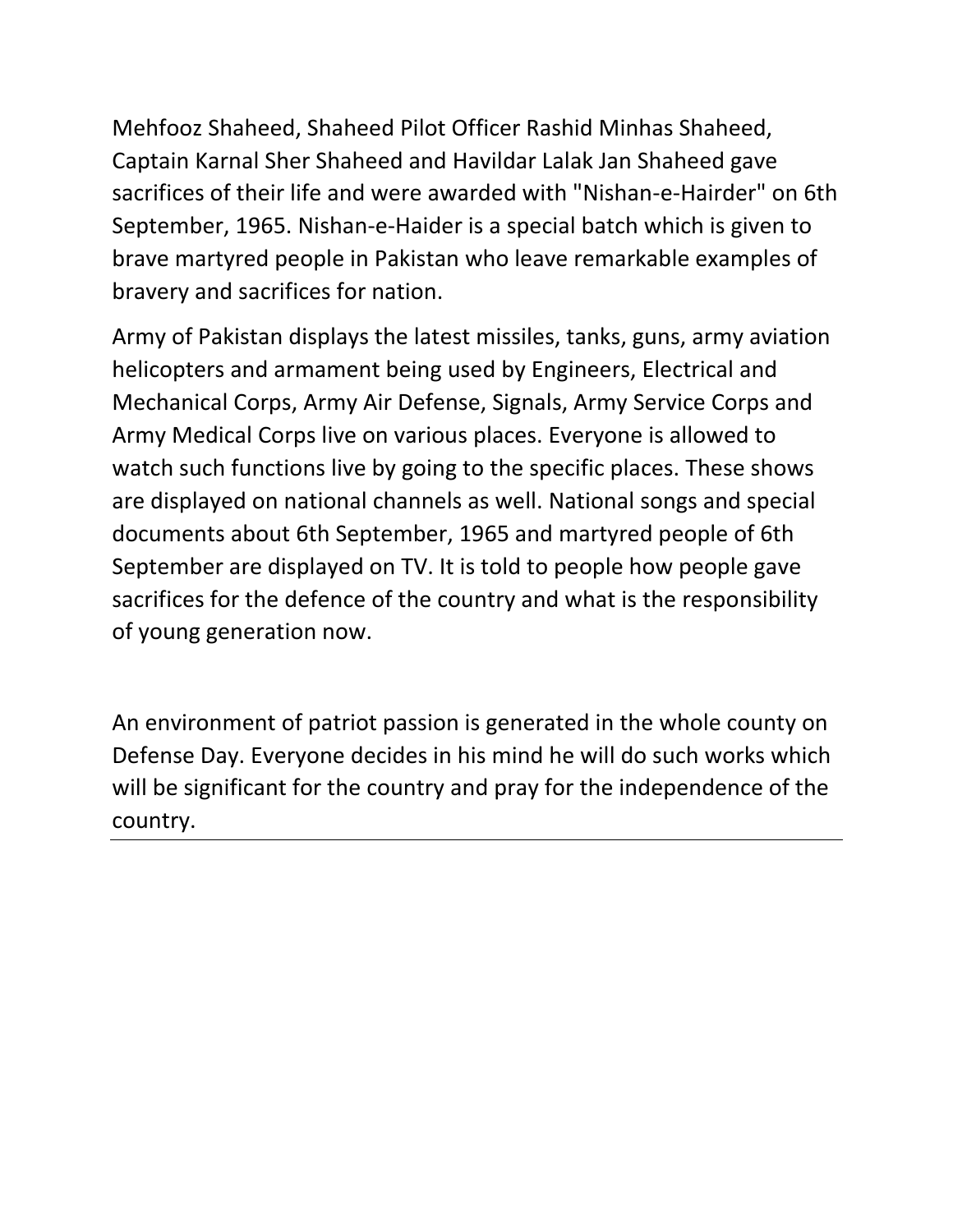Mehfooz Shaheed, Shaheed Pilot Officer Rashid Minhas Shaheed, Captain Karnal Sher Shaheed and Havildar Lalak Jan Shaheed gave sacrifices of their life and were awarded with "Nishan-e-Hairder" on 6th September, 1965. Nishan-e-Haider is a special batch which is given to brave martyred people in Pakistan who leave remarkable examples of bravery and sacrifices for nation.

Army of Pakistan displays the latest missiles, tanks, guns, army aviation helicopters and armament being used by Engineers, Electrical and Mechanical Corps, Army Air Defense, Signals, Army Service Corps and Army Medical Corps live on various places. Everyone is allowed to watch such functions live by going to the specific places. These shows are displayed on national channels as well. National songs and special documents about 6th September, 1965 and martyred people of 6th September are displayed on TV. It is told to people how people gave sacrifices for the defence of the country and what is the responsibility of young generation now.

An environment of patriot passion is generated in the whole county on Defense Day. Everyone decides in his mind he will do such works which will be significant for the country and pray for the independence of the country.

---